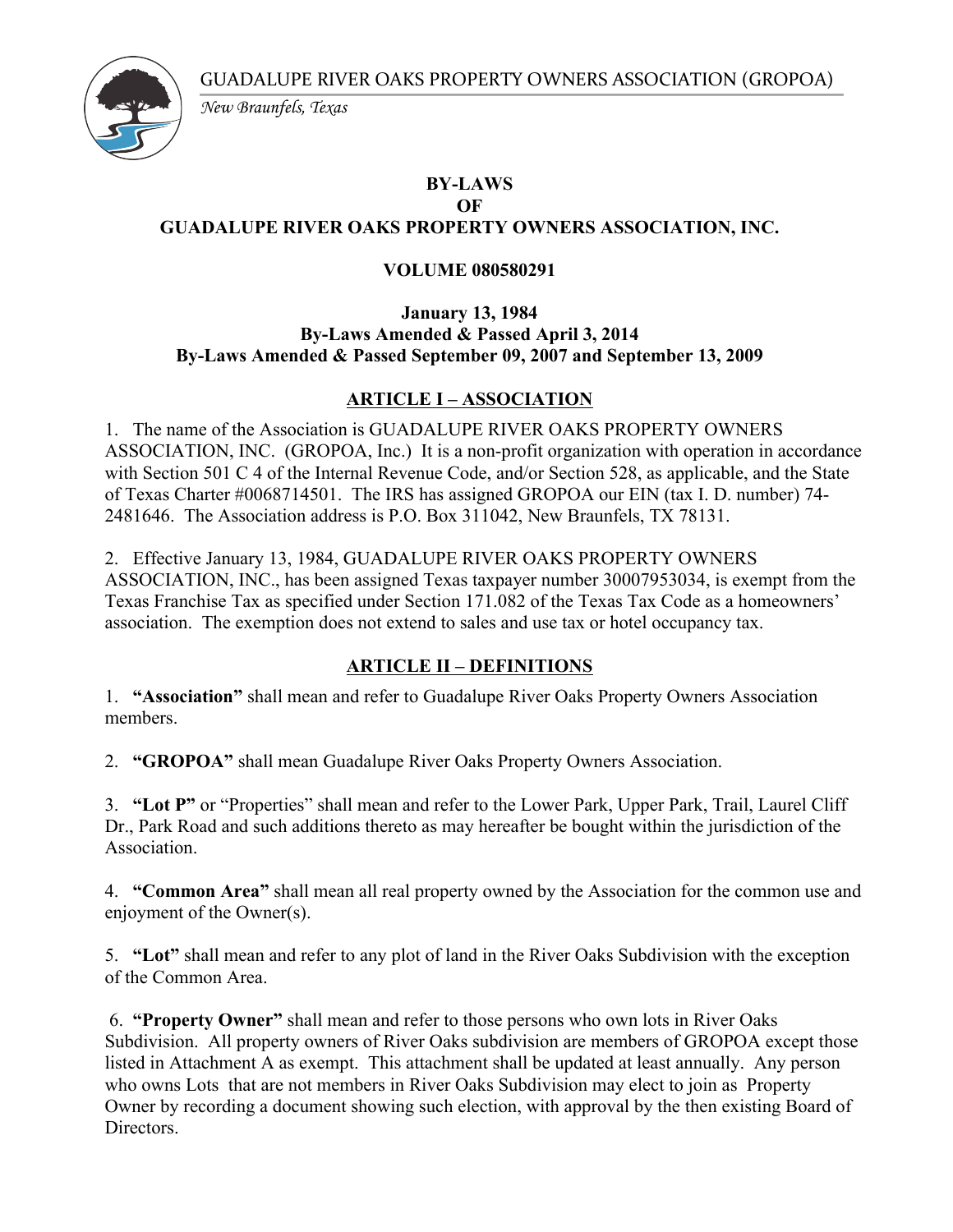GUADALUPE RIVER OAKS PROPERTY OWNERS ASSOCIATION (GROPOA)

*New Braunfels, Texas*

# BY-LAWS
# OF
# GUADALUPE RIVER OAKS PROPERTY OWNERS ASSOCIATION, INC.

**VOLUME 080580291**

**January 13, 1984**
**By-Laws Amended & Passed April 3, 2014**
**By-Laws Amended & Passed September 09, 2007 and September 13, 2009**

## ARTICLE I – ASSOCIATION

1. The name of the Association is GUADALUPE RIVER OAKS PROPERTY OWNERS ASSOCIATION, INC. (GROPOA, Inc.) It is a non-profit organization with operation in accordance with Section 501 C 4 of the Internal Revenue Code, and/or Section 528, as applicable, and the State of Texas Charter #0068714501. The IRS has assigned GROPOA our EIN (tax I. D. number) 74-2481646. The Association address is P.O. Box 311042, New Braunfels, TX 78131.

2. Effective January 13, 1984, GUADALUPE RIVER OAKS PROPERTY OWNERS ASSOCIATION, INC., has been assigned Texas taxpayer number 30007953034, is exempt from the Texas Franchise Tax as specified under Section 171.082 of the Texas Tax Code as a homeowners' association. The exemption does not extend to sales and use tax or hotel occupancy tax.

## ARTICLE II – DEFINITIONS

1. **"Association"** shall mean and refer to Guadalupe River Oaks Property Owners Association members.

2. **"GROPOA"** shall mean Guadalupe River Oaks Property Owners Association.

3. **"Lot P"** or "Properties" shall mean and refer to the Lower Park, Upper Park, Trail, Laurel Cliff Dr., Park Road and such additions thereto as may hereafter be bought within the jurisdiction of the Association.

4. **"Common Area"** shall mean all real property owned by the Association for the common use and enjoyment of the Owner(s).

5. **"Lot"** shall mean and refer to any plot of land in the River Oaks Subdivision with the exception of the Common Area.

6. **"Property Owner"** shall mean and refer to those persons who own lots in River Oaks Subdivision. All property owners of River Oaks subdivision are members of GROPOA except those listed in Attachment A as exempt. This attachment shall be updated at least annually. Any person who owns Lots that are not members in River Oaks Subdivision may elect to join as Property Owner by recording a document showing such election, with approval by the then existing Board of Directors.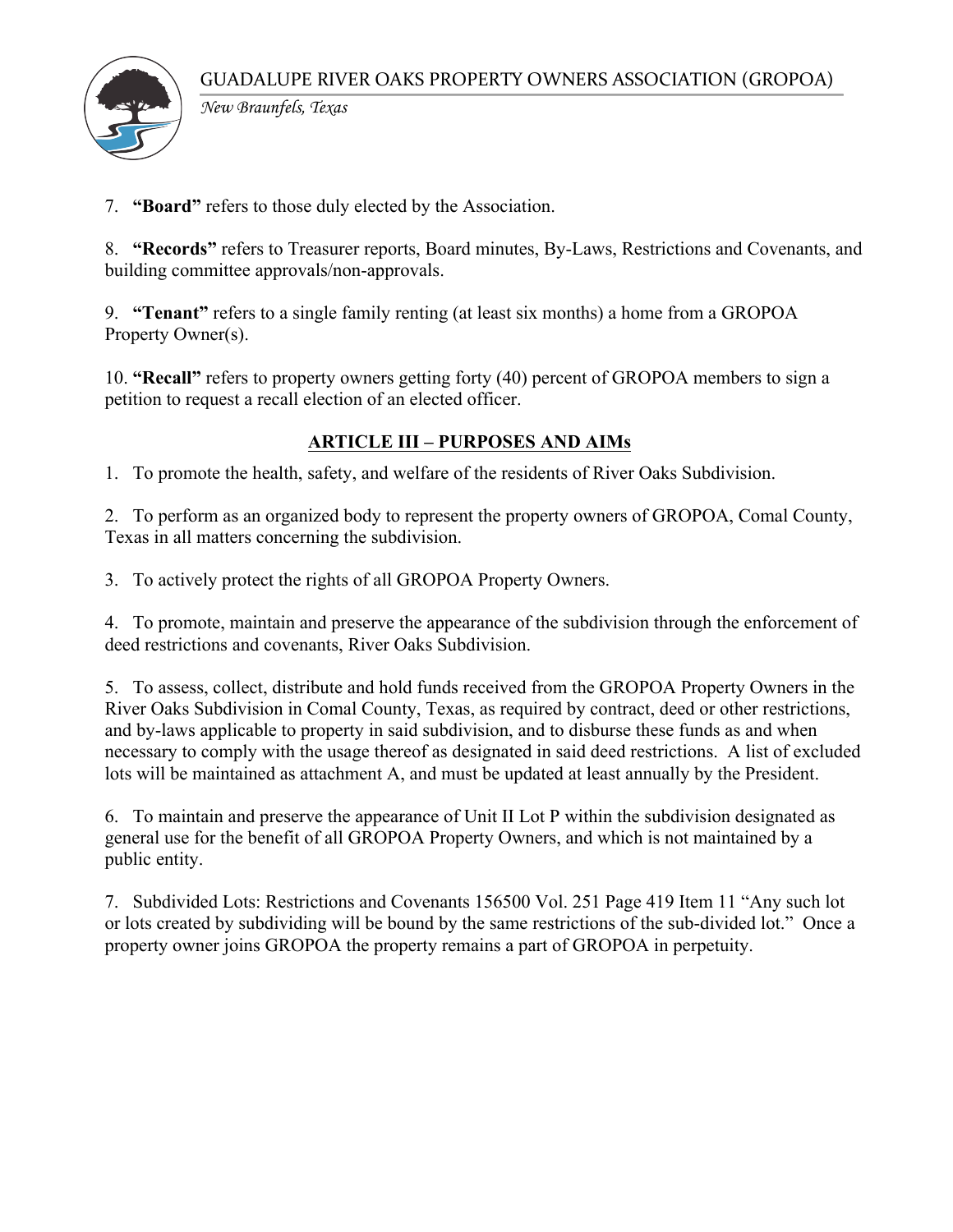7. **"Board"** refers to those duly elected by the Association.

8. **"Records"** refers to Treasurer reports, Board minutes, By-Laws, Restrictions and Covenants, and building committee approvals/non-approvals.

9. **"Tenant"** refers to a single family renting (at least six months) a home from a GROPOA Property Owner(s).

10. **"Recall"** refers to property owners getting forty (40) percent of GROPOA members to sign a petition to request a recall election of an elected officer.

## ARTICLE III – PURPOSES AND AIMs

1. To promote the health, safety, and welfare of the residents of River Oaks Subdivision.

2. To perform as an organized body to represent the property owners of GROPOA, Comal County, Texas in all matters concerning the subdivision.

3. To actively protect the rights of all GROPOA Property Owners.

4. To promote, maintain and preserve the appearance of the subdivision through the enforcement of deed restrictions and covenants, River Oaks Subdivision.

5. To assess, collect, distribute and hold funds received from the GROPOA Property Owners in the River Oaks Subdivision in Comal County, Texas, as required by contract, deed or other restrictions, and by-laws applicable to property in said subdivision, and to disburse these funds as and when necessary to comply with the usage thereof as designated in said deed restrictions. A list of excluded lots will be maintained as attachment A, and must be updated at least annually by the President.

6. To maintain and preserve the appearance of Unit II Lot P within the subdivision designated as general use for the benefit of all GROPOA Property Owners, and which is not maintained by a public entity.

7. Subdivided Lots: Restrictions and Covenants 156500 Vol. 251 Page 419 Item 11 "Any such lot or lots created by subdividing will be bound by the same restrictions of the sub-divided lot." Once a property owner joins GROPOA the property remains a part of GROPOA in perpetuity.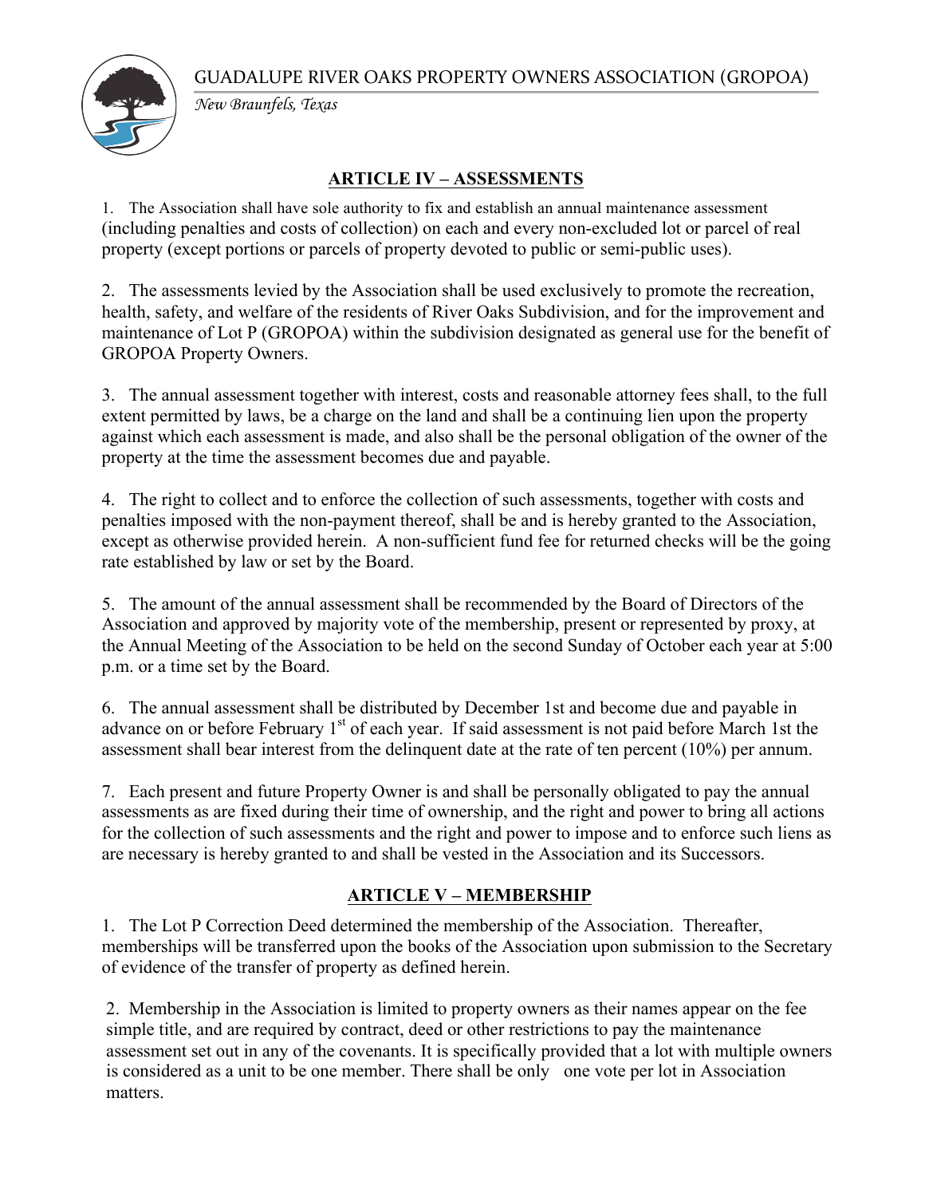## ARTICLE IV – ASSESSMENTS

1. The Association shall have sole authority to fix and establish an annual maintenance assessment (including penalties and costs of collection) on each and every non-excluded lot or parcel of real property (except portions or parcels of property devoted to public or semi-public uses).

2. The assessments levied by the Association shall be used exclusively to promote the recreation, health, safety, and welfare of the residents of River Oaks Subdivision, and for the improvement and maintenance of Lot P (GROPOA) within the subdivision designated as general use for the benefit of GROPOA Property Owners.

3. The annual assessment together with interest, costs and reasonable attorney fees shall, to the full extent permitted by laws, be a charge on the land and shall be a continuing lien upon the property against which each assessment is made, and also shall be the personal obligation of the owner of the property at the time the assessment becomes due and payable.

4. The right to collect and to enforce the collection of such assessments, together with costs and penalties imposed with the non-payment thereof, shall be and is hereby granted to the Association, except as otherwise provided herein. A non-sufficient fund fee for returned checks will be the going rate established by law or set by the Board.

5. The amount of the annual assessment shall be recommended by the Board of Directors of the Association and approved by majority vote of the membership, present or represented by proxy, at the Annual Meeting of the Association to be held on the second Sunday of October each year at 5:00 p.m. or a time set by the Board.

6. The annual assessment shall be distributed by December 1st and become due and payable in advance on or before February 1st of each year. If said assessment is not paid before March 1st the assessment shall bear interest from the delinquent date at the rate of ten percent (10%) per annum.

7. Each present and future Property Owner is and shall be personally obligated to pay the annual assessments as are fixed during their time of ownership, and the right and power to bring all actions for the collection of such assessments and the right and power to impose and to enforce such liens as are necessary is hereby granted to and shall be vested in the Association and its Successors.

## ARTICLE V – MEMBERSHIP

1. The Lot P Correction Deed determined the membership of the Association. Thereafter, memberships will be transferred upon the books of the Association upon submission to the Secretary of evidence of the transfer of property as defined herein.

2. Membership in the Association is limited to property owners as their names appear on the fee simple title, and are required by contract, deed or other restrictions to pay the maintenance assessment set out in any of the covenants. It is specifically provided that a lot with multiple owners is considered as a unit to be one member. There shall be only one vote per lot in Association matters.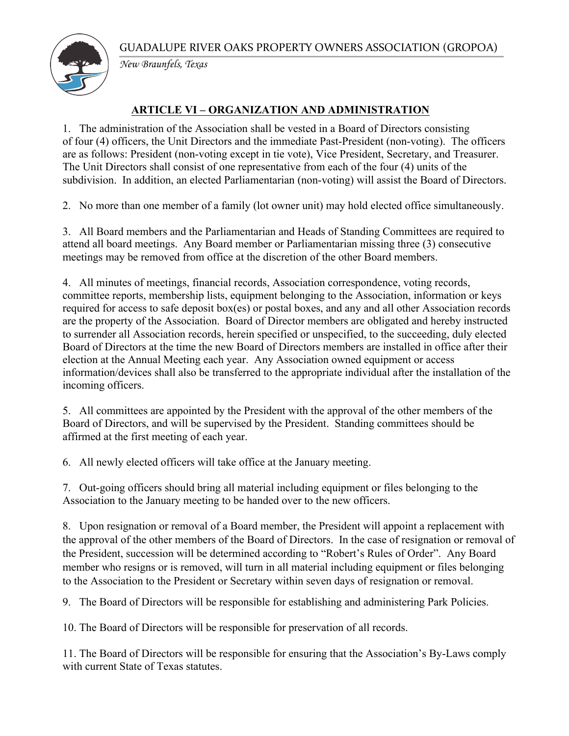## ARTICLE VI – ORGANIZATION AND ADMINISTRATION

1. The administration of the Association shall be vested in a Board of Directors consisting of four (4) officers, the Unit Directors and the immediate Past-President (non-voting). The officers are as follows: President (non-voting except in tie vote), Vice President, Secretary, and Treasurer. The Unit Directors shall consist of one representative from each of the four (4) units of the subdivision. In addition, an elected Parliamentarian (non-voting) will assist the Board of Directors.

2. No more than one member of a family (lot owner unit) may hold elected office simultaneously.

3. All Board members and the Parliamentarian and Heads of Standing Committees are required to attend all board meetings. Any Board member or Parliamentarian missing three (3) consecutive meetings may be removed from office at the discretion of the other Board members.

4. All minutes of meetings, financial records, Association correspondence, voting records, committee reports, membership lists, equipment belonging to the Association, information or keys required for access to safe deposit box(es) or postal boxes, and any and all other Association records are the property of the Association. Board of Director members are obligated and hereby instructed to surrender all Association records, herein specified or unspecified, to the succeeding, duly elected Board of Directors at the time the new Board of Directors members are installed in office after their election at the Annual Meeting each year. Any Association owned equipment or access information/devices shall also be transferred to the appropriate individual after the installation of the incoming officers.

5. All committees are appointed by the President with the approval of the other members of the Board of Directors, and will be supervised by the President. Standing committees should be affirmed at the first meeting of each year.

6. All newly elected officers will take office at the January meeting.

7. Out-going officers should bring all material including equipment or files belonging to the Association to the January meeting to be handed over to the new officers.

8. Upon resignation or removal of a Board member, the President will appoint a replacement with the approval of the other members of the Board of Directors. In the case of resignation or removal of the President, succession will be determined according to "Robert's Rules of Order". Any Board member who resigns or is removed, will turn in all material including equipment or files belonging to the Association to the President or Secretary within seven days of resignation or removal.

9. The Board of Directors will be responsible for establishing and administering Park Policies.

10. The Board of Directors will be responsible for preservation of all records.

11. The Board of Directors will be responsible for ensuring that the Association's By-Laws comply with current State of Texas statutes.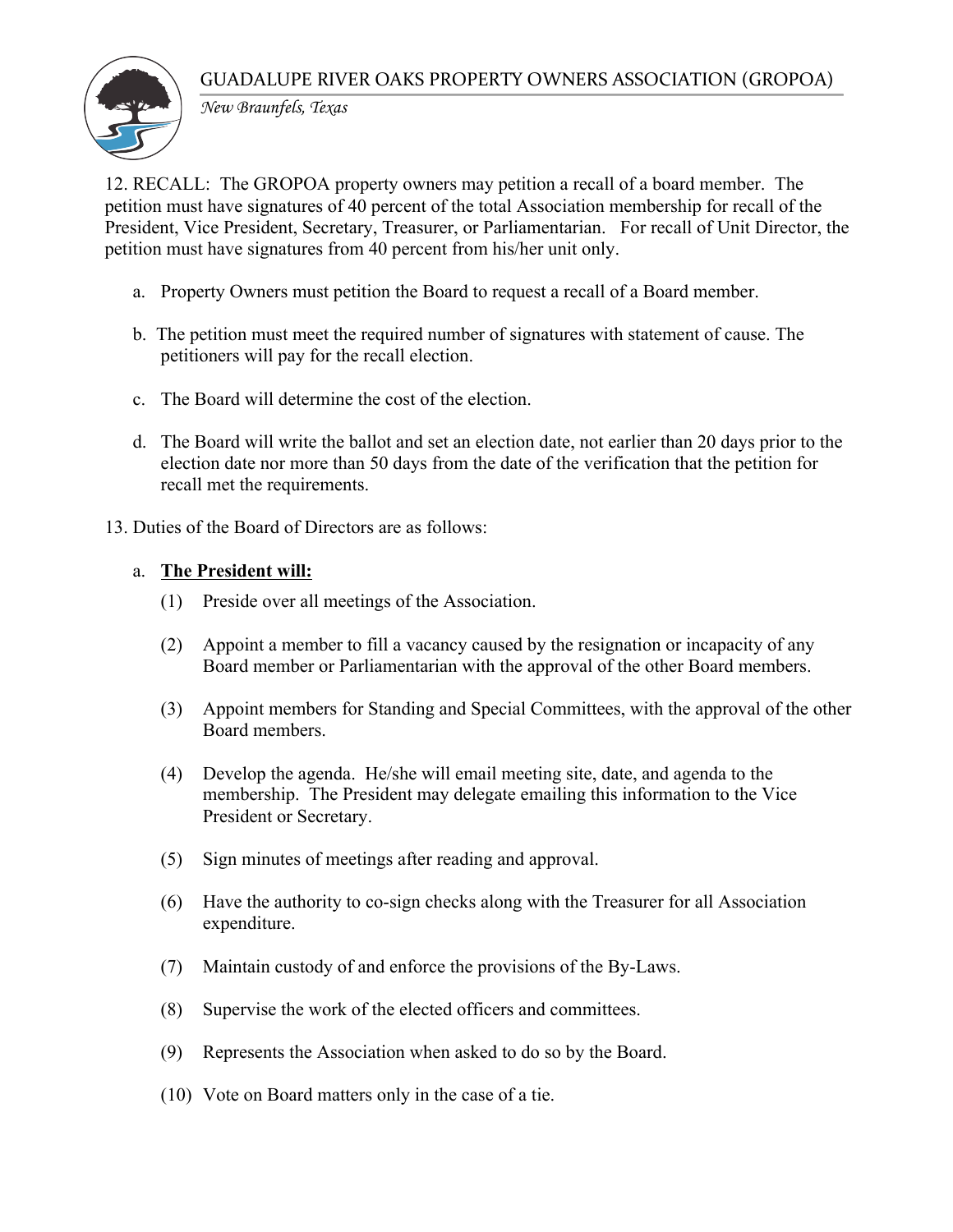12. RECALL: The GROPOA property owners may petition a recall of a board member. The petition must have signatures of 40 percent of the total Association membership for recall of the President, Vice President, Secretary, Treasurer, or Parliamentarian. For recall of Unit Director, the petition must have signatures from 40 percent from his/her unit only.

a. Property Owners must petition the Board to request a recall of a Board member.

b. The petition must meet the required number of signatures with statement of cause. The petitioners will pay for the recall election.

c. The Board will determine the cost of the election.

d. The Board will write the ballot and set an election date, not earlier than 20 days prior to the election date nor more than 50 days from the date of the verification that the petition for recall met the requirements.

13. Duties of the Board of Directors are as follows:

a. **<u>The President will:</u>**

(1) Preside over all meetings of the Association.

(2) Appoint a member to fill a vacancy caused by the resignation or incapacity of any Board member or Parliamentarian with the approval of the other Board members.

(3) Appoint members for Standing and Special Committees, with the approval of the other Board members.

(4) Develop the agenda. He/she will email meeting site, date, and agenda to the membership. The President may delegate emailing this information to the Vice President or Secretary.

(5) Sign minutes of meetings after reading and approval.

(6) Have the authority to co-sign checks along with the Treasurer for all Association expenditure.

(7) Maintain custody of and enforce the provisions of the By-Laws.

(8) Supervise the work of the elected officers and committees.

(9) Represents the Association when asked to do so by the Board.

(10) Vote on Board matters only in the case of a tie.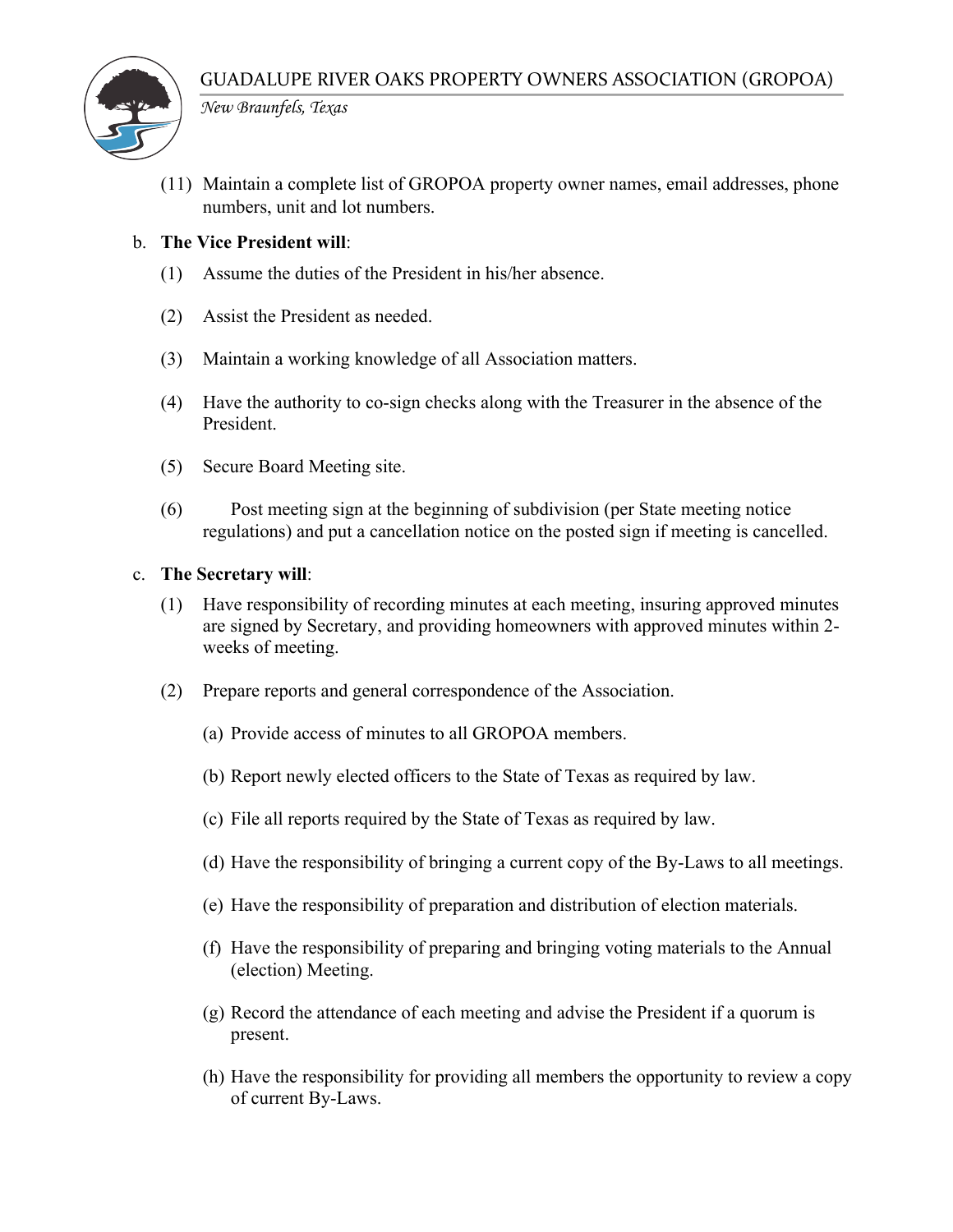(11) Maintain a complete list of GROPOA property owner names, email addresses, phone numbers, unit and lot numbers.

b. **The Vice President will**:

(1) Assume the duties of the President in his/her absence.

(2) Assist the President as needed.

(3) Maintain a working knowledge of all Association matters.

(4) Have the authority to co-sign checks along with the Treasurer in the absence of the President.

(5) Secure Board Meeting site.

(6) Post meeting sign at the beginning of subdivision (per State meeting notice regulations) and put a cancellation notice on the posted sign if meeting is cancelled.

c. **The Secretary will**:

(1) Have responsibility of recording minutes at each meeting, insuring approved minutes are signed by Secretary, and providing homeowners with approved minutes within 2-weeks of meeting.

(2) Prepare reports and general correspondence of the Association.

(a) Provide access of minutes to all GROPOA members.

(b) Report newly elected officers to the State of Texas as required by law.

(c) File all reports required by the State of Texas as required by law.

(d) Have the responsibility of bringing a current copy of the By-Laws to all meetings.

(e) Have the responsibility of preparation and distribution of election materials.

(f) Have the responsibility of preparing and bringing voting materials to the Annual (election) Meeting.

(g) Record the attendance of each meeting and advise the President if a quorum is present.

(h) Have the responsibility for providing all members the opportunity to review a copy of current By-Laws.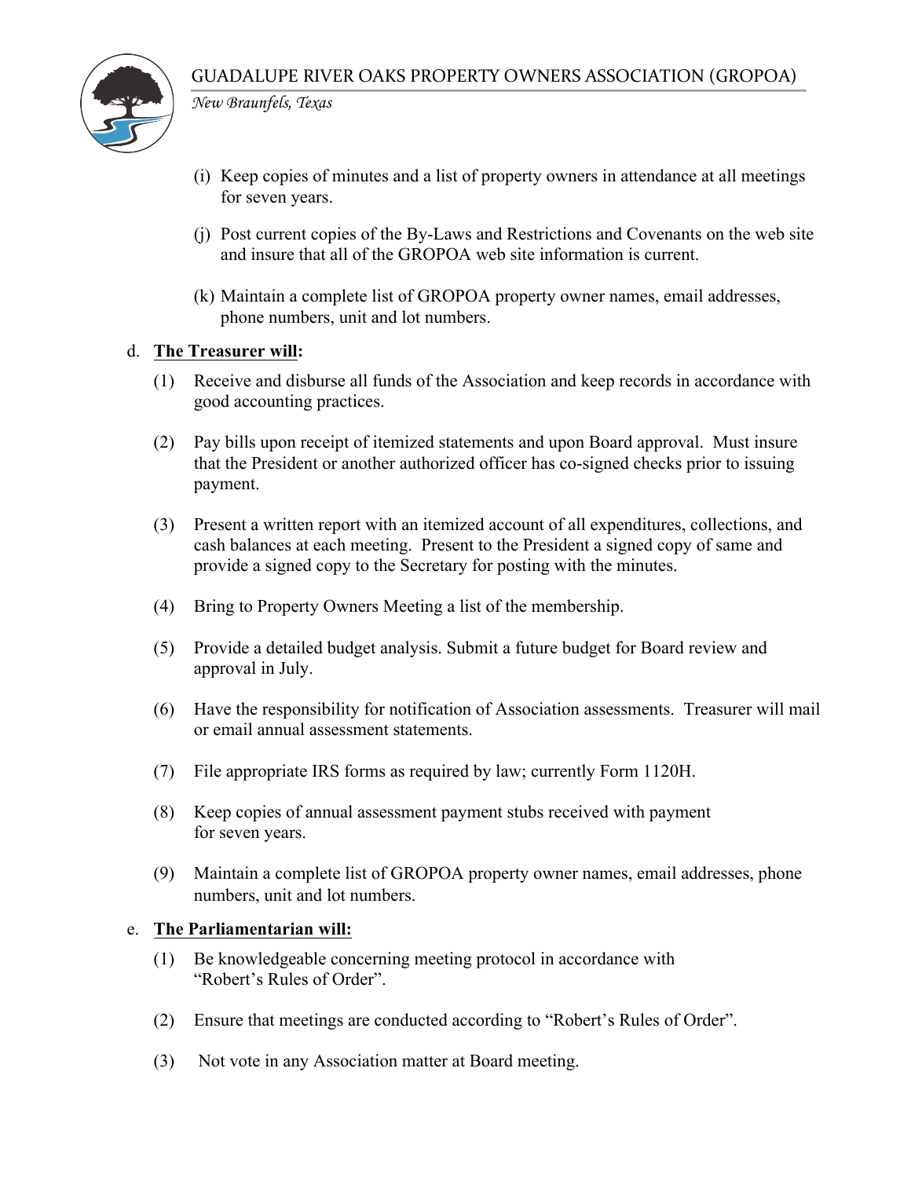(i) Keep copies of minutes and a list of property owners in attendance at all meetings for seven years.

(j) Post current copies of the By-Laws and Restrictions and Covenants on the web site and insure that all of the GROPOA web site information is current.

(k) Maintain a complete list of GROPOA property owner names, email addresses, phone numbers, unit and lot numbers.

d. **<u>The Treasurer will</u>:**

(1) Receive and disburse all funds of the Association and keep records in accordance with good accounting practices.

(2) Pay bills upon receipt of itemized statements and upon Board approval. Must insure that the President or another authorized officer has co-signed checks prior to issuing payment.

(3) Present a written report with an itemized account of all expenditures, collections, and cash balances at each meeting. Present to the President a signed copy of same and provide a signed copy to the Secretary for posting with the minutes.

(4) Bring to Property Owners Meeting a list of the membership.

(5) Provide a detailed budget analysis. Submit a future budget for Board review and approval in July.

(6) Have the responsibility for notification of Association assessments. Treasurer will mail or email annual assessment statements.

(7) File appropriate IRS forms as required by law; currently Form 1120H.

(8) Keep copies of annual assessment payment stubs received with payment for seven years.

(9) Maintain a complete list of GROPOA property owner names, email addresses, phone numbers, unit and lot numbers.

e. **<u>The Parliamentarian will:</u>**

(1) Be knowledgeable concerning meeting protocol in accordance with "Robert's Rules of Order".

(2) Ensure that meetings are conducted according to "Robert's Rules of Order".

(3) Not vote in any Association matter at Board meeting.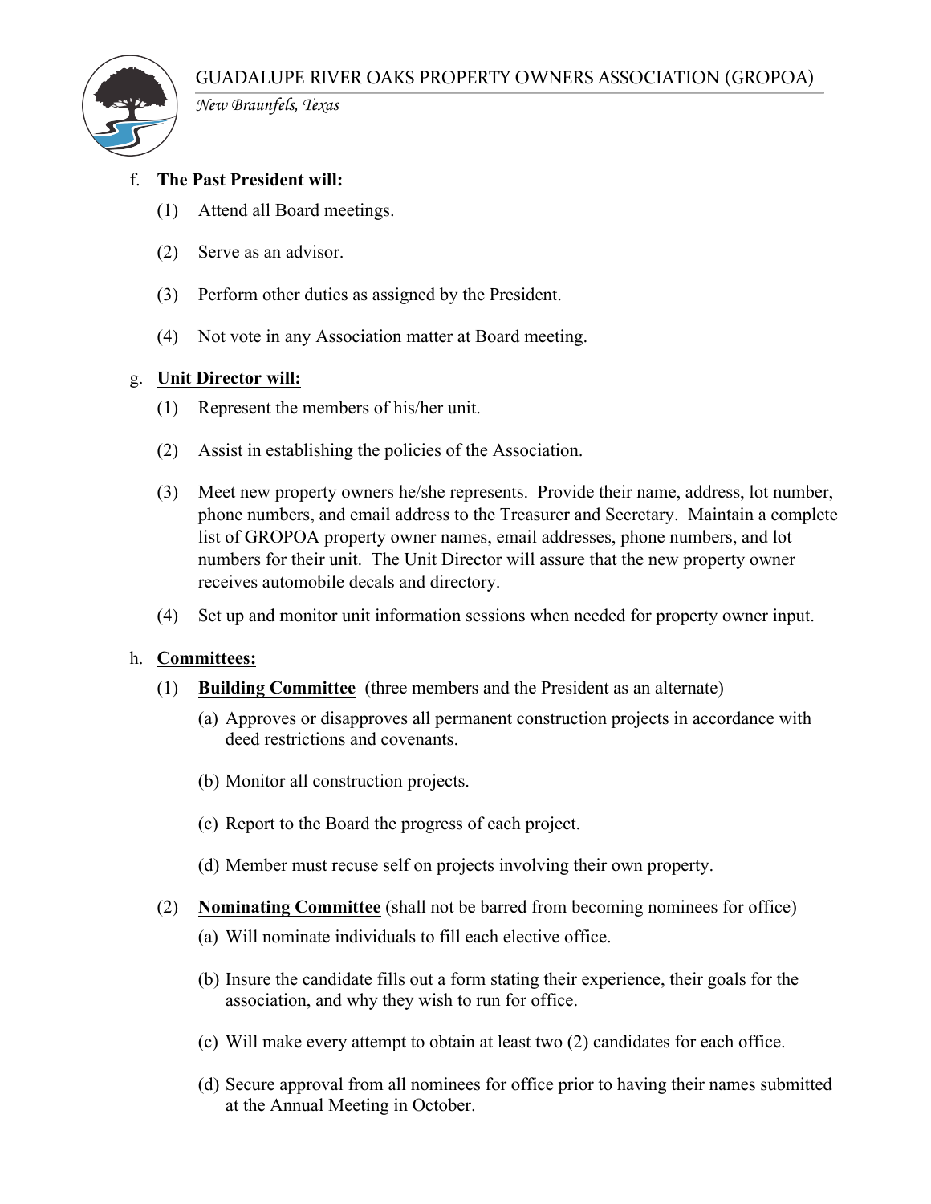f. **<u>The Past President will:</u>**

(1) Attend all Board meetings.

(2) Serve as an advisor.

(3) Perform other duties as assigned by the President.

(4) Not vote in any Association matter at Board meeting.

g. **<u>Unit Director will:</u>**

(1) Represent the members of his/her unit.

(2) Assist in establishing the policies of the Association.

(3) Meet new property owners he/she represents. Provide their name, address, lot number, phone numbers, and email address to the Treasurer and Secretary. Maintain a complete list of GROPOA property owner names, email addresses, phone numbers, and lot numbers for their unit. The Unit Director will assure that the new property owner receives automobile decals and directory.

(4) Set up and monitor unit information sessions when needed for property owner input.

h. **<u>Committees:</u>**

(1) **<u>Building Committee</u>** (three members and the President as an alternate)

(a) Approves or disapproves all permanent construction projects in accordance with deed restrictions and covenants.

(b) Monitor all construction projects.

(c) Report to the Board the progress of each project.

(d) Member must recuse self on projects involving their own property.

(2) **<u>Nominating Committee</u>** (shall not be barred from becoming nominees for office)

(a) Will nominate individuals to fill each elective office.

(b) Insure the candidate fills out a form stating their experience, their goals for the association, and why they wish to run for office.

(c) Will make every attempt to obtain at least two (2) candidates for each office.

(d) Secure approval from all nominees for office prior to having their names submitted at the Annual Meeting in October.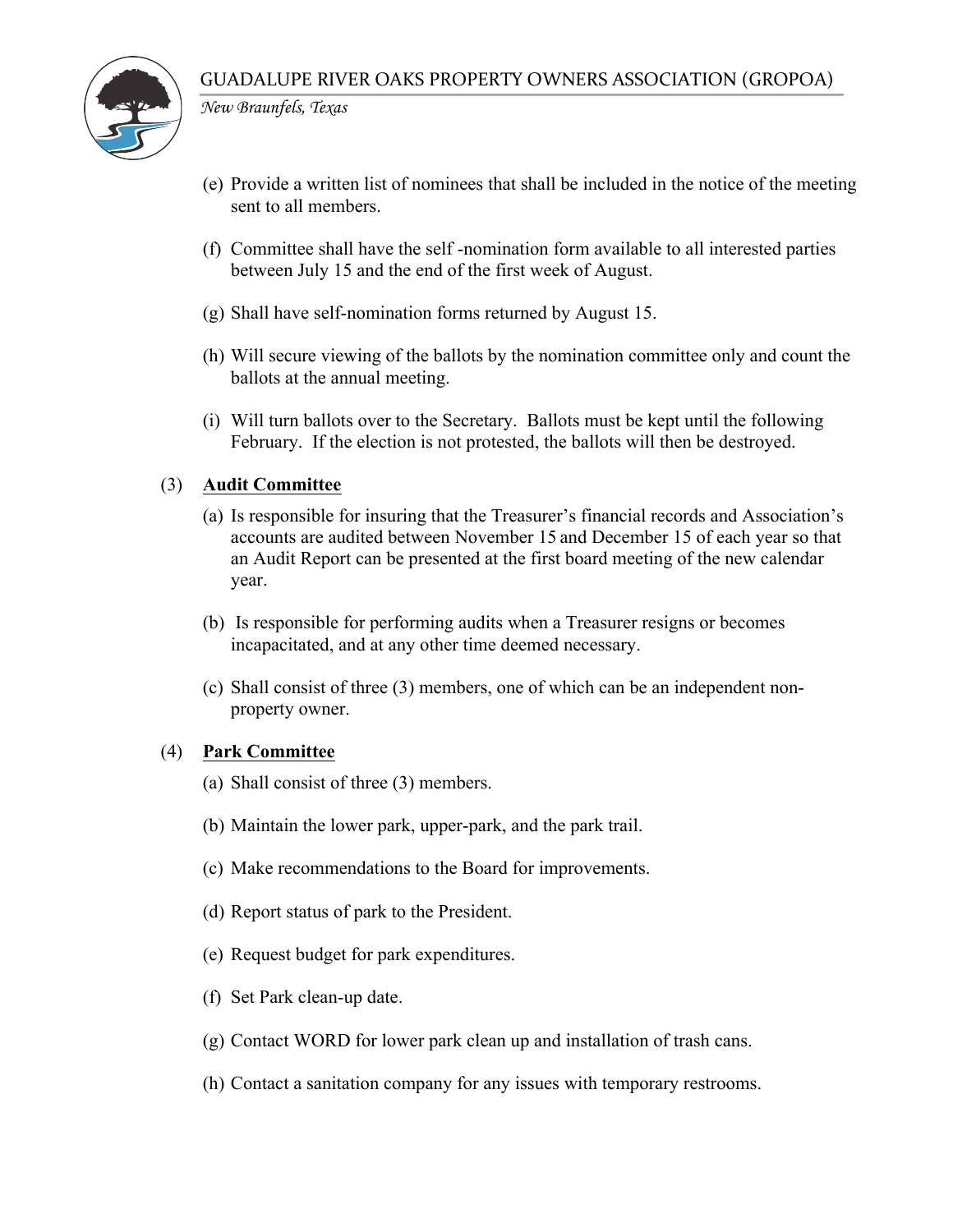(e) Provide a written list of nominees that shall be included in the notice of the meeting sent to all members.

(f) Committee shall have the self -nomination form available to all interested parties between July 15 and the end of the first week of August.

(g) Shall have self-nomination forms returned by August 15.

(h) Will secure viewing of the ballots by the nomination committee only and count the ballots at the annual meeting.

(i) Will turn ballots over to the Secretary. Ballots must be kept until the following February. If the election is not protested, the ballots will then be destroyed.

(3) **<u>Audit Committee</u>**

(a) Is responsible for insuring that the Treasurer's financial records and Association's accounts are audited between November 15 and December 15 of each year so that an Audit Report can be presented at the first board meeting of the new calendar year.

(b) Is responsible for performing audits when a Treasurer resigns or becomes incapacitated, and at any other time deemed necessary.

(c) Shall consist of three (3) members, one of which can be an independent non-property owner.

(4) **<u>Park Committee</u>**

(a) Shall consist of three (3) members.

(b) Maintain the lower park, upper-park, and the park trail.

(c) Make recommendations to the Board for improvements.

(d) Report status of park to the President.

(e) Request budget for park expenditures.

(f) Set Park clean-up date.

(g) Contact WORD for lower park clean up and installation of trash cans.

(h) Contact a sanitation company for any issues with temporary restrooms.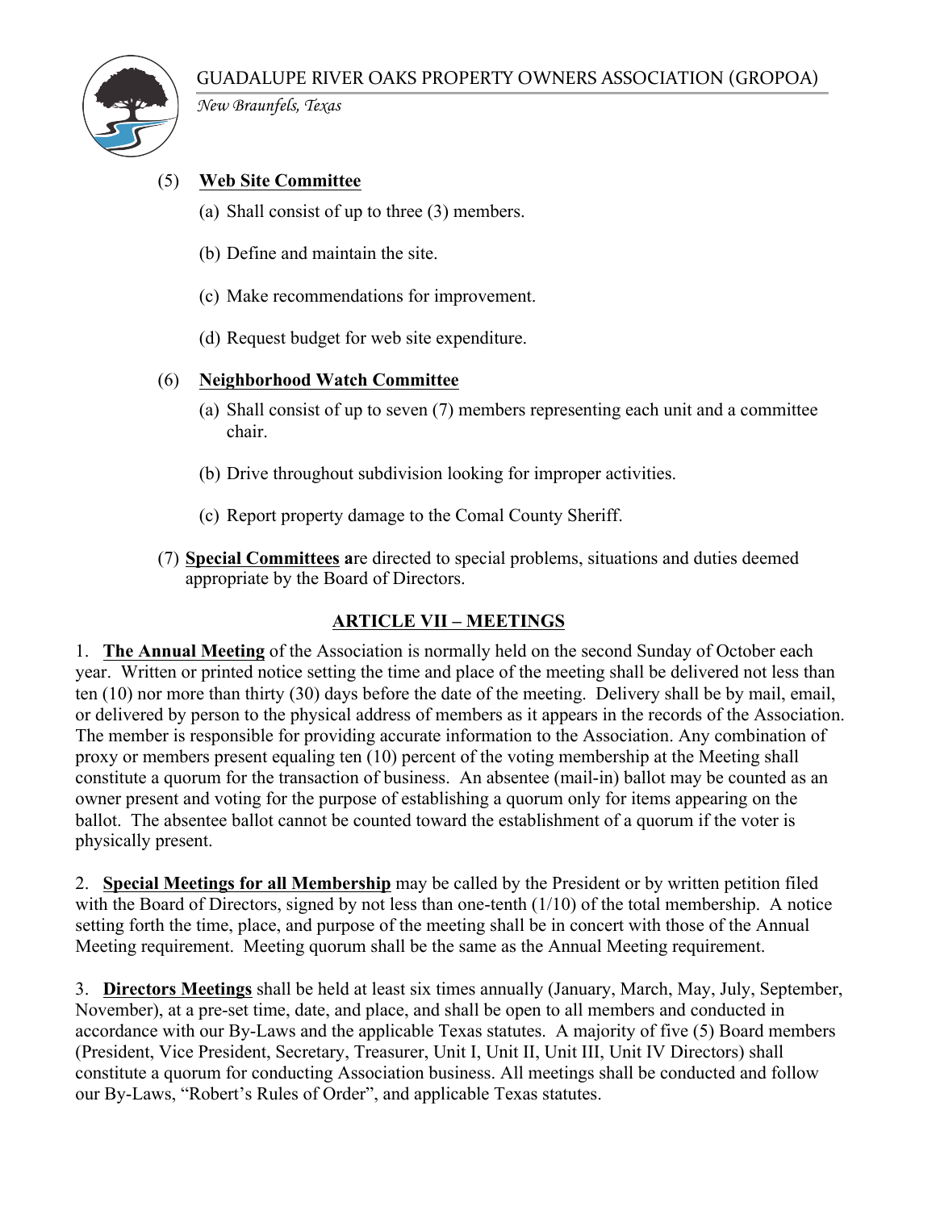(5) **Web Site Committee**

(a) Shall consist of up to three (3) members.

(b) Define and maintain the site.

(c) Make recommendations for improvement.

(d) Request budget for web site expenditure.

(6) **Neighborhood Watch Committee**

(a) Shall consist of up to seven (7) members representing each unit and a committee chair.

(b) Drive throughout subdivision looking for improper activities.

(c) Report property damage to the Comal County Sheriff.

(7) **Special Committees a**re directed to special problems, situations and duties deemed appropriate by the Board of Directors.

## ARTICLE VII – MEETINGS

1. **The Annual Meeting** of the Association is normally held on the second Sunday of October each year. Written or printed notice setting the time and place of the meeting shall be delivered not less than ten (10) nor more than thirty (30) days before the date of the meeting. Delivery shall be by mail, email, or delivered by person to the physical address of members as it appears in the records of the Association. The member is responsible for providing accurate information to the Association. Any combination of proxy or members present equaling ten (10) percent of the voting membership at the Meeting shall constitute a quorum for the transaction of business. An absentee (mail-in) ballot may be counted as an owner present and voting for the purpose of establishing a quorum only for items appearing on the ballot. The absentee ballot cannot be counted toward the establishment of a quorum if the voter is physically present.

2. **Special Meetings for all Membership** may be called by the President or by written petition filed with the Board of Directors, signed by not less than one-tenth (1/10) of the total membership. A notice setting forth the time, place, and purpose of the meeting shall be in concert with those of the Annual Meeting requirement. Meeting quorum shall be the same as the Annual Meeting requirement.

3. **Directors Meetings** shall be held at least six times annually (January, March, May, July, September, November), at a pre-set time, date, and place, and shall be open to all members and conducted in accordance with our By-Laws and the applicable Texas statutes. A majority of five (5) Board members (President, Vice President, Secretary, Treasurer, Unit I, Unit II, Unit III, Unit IV Directors) shall constitute a quorum for conducting Association business. All meetings shall be conducted and follow our By-Laws, "Robert's Rules of Order", and applicable Texas statutes.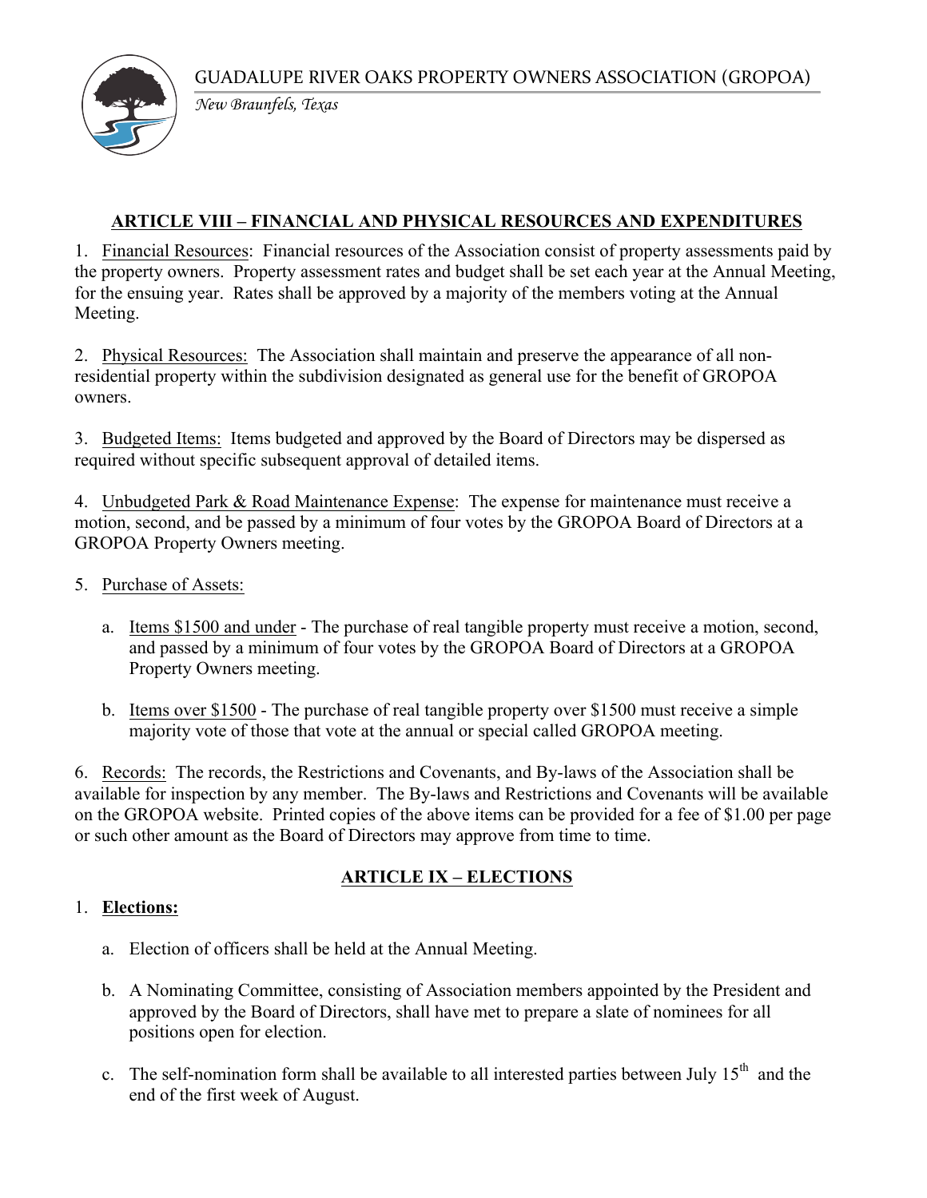## ARTICLE VIII – FINANCIAL AND PHYSICAL RESOURCES AND EXPENDITURES

1. Financial Resources: Financial resources of the Association consist of property assessments paid by the property owners. Property assessment rates and budget shall be set each year at the Annual Meeting, for the ensuing year. Rates shall be approved by a majority of the members voting at the Annual Meeting.

2. Physical Resources: The Association shall maintain and preserve the appearance of all non-residential property within the subdivision designated as general use for the benefit of GROPOA owners.

3. Budgeted Items: Items budgeted and approved by the Board of Directors may be dispersed as required without specific subsequent approval of detailed items.

4. Unbudgeted Park & Road Maintenance Expense: The expense for maintenance must receive a motion, second, and be passed by a minimum of four votes by the GROPOA Board of Directors at a GROPOA Property Owners meeting.

5. Purchase of Assets:

   a. Items $1500 and under - The purchase of real tangible property must receive a motion, second, and passed by a minimum of four votes by the GROPOA Board of Directors at a GROPOA Property Owners meeting.

   b. Items over $1500 - The purchase of real tangible property over $1500 must receive a simple majority vote of those that vote at the annual or special called GROPOA meeting.

6. Records: The records, the Restrictions and Covenants, and By-laws of the Association shall be available for inspection by any member. The By-laws and Restrictions and Covenants will be available on the GROPOA website. Printed copies of the above items can be provided for a fee of $1.00 per page or such other amount as the Board of Directors may approve from time to time.

## ARTICLE IX – ELECTIONS

1. **Elections:**

   a. Election of officers shall be held at the Annual Meeting.

   b. A Nominating Committee, consisting of Association members appointed by the President and approved by the Board of Directors, shall have met to prepare a slate of nominees for all positions open for election.

   c. The self-nomination form shall be available to all interested parties between July 15th and the end of the first week of August.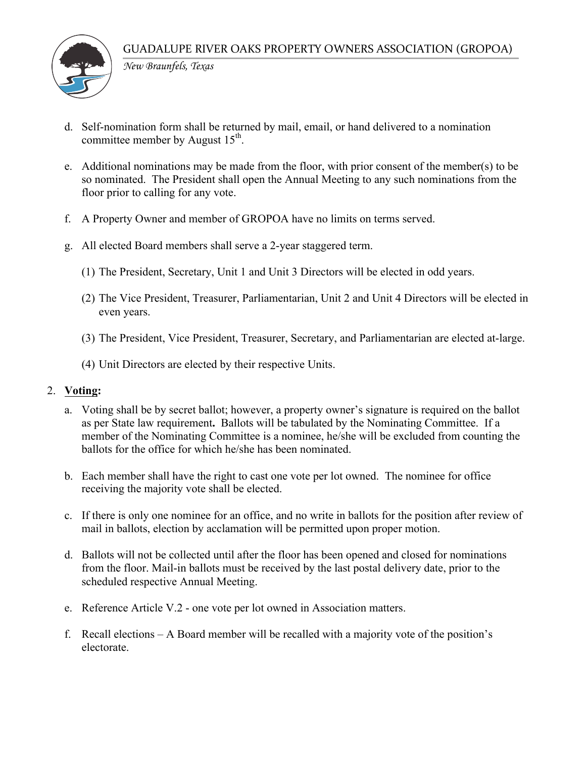d. Self-nomination form shall be returned by mail, email, or hand delivered to a nomination committee member by August 15th.

e. Additional nominations may be made from the floor, with prior consent of the member(s) to be so nominated. The President shall open the Annual Meeting to any such nominations from the floor prior to calling for any vote.

f. A Property Owner and member of GROPOA have no limits on terms served.

g. All elected Board members shall serve a 2-year staggered term.

   (1) The President, Secretary, Unit 1 and Unit 3 Directors will be elected in odd years.

   (2) The Vice President, Treasurer, Parliamentarian, Unit 2 and Unit 4 Directors will be elected in even years.

   (3) The President, Vice President, Treasurer, Secretary, and Parliamentarian are elected at-large.

   (4) Unit Directors are elected by their respective Units.

2. **<u>Voting</u>:**

   a. Voting shall be by secret ballot; however, a property owner's signature is required on the ballot as per State law requirement**.** Ballots will be tabulated by the Nominating Committee. If a member of the Nominating Committee is a nominee, he/she will be excluded from counting the ballots for the office for which he/she has been nominated.

   b. Each member shall have the right to cast one vote per lot owned. The nominee for office receiving the majority vote shall be elected.

   c. If there is only one nominee for an office, and no write in ballots for the position after review of mail in ballots, election by acclamation will be permitted upon proper motion.

   d. Ballots will not be collected until after the floor has been opened and closed for nominations from the floor. Mail-in ballots must be received by the last postal delivery date, prior to the scheduled respective Annual Meeting.

   e. Reference Article V.2 - one vote per lot owned in Association matters.

   f. Recall elections – A Board member will be recalled with a majority vote of the position's electorate.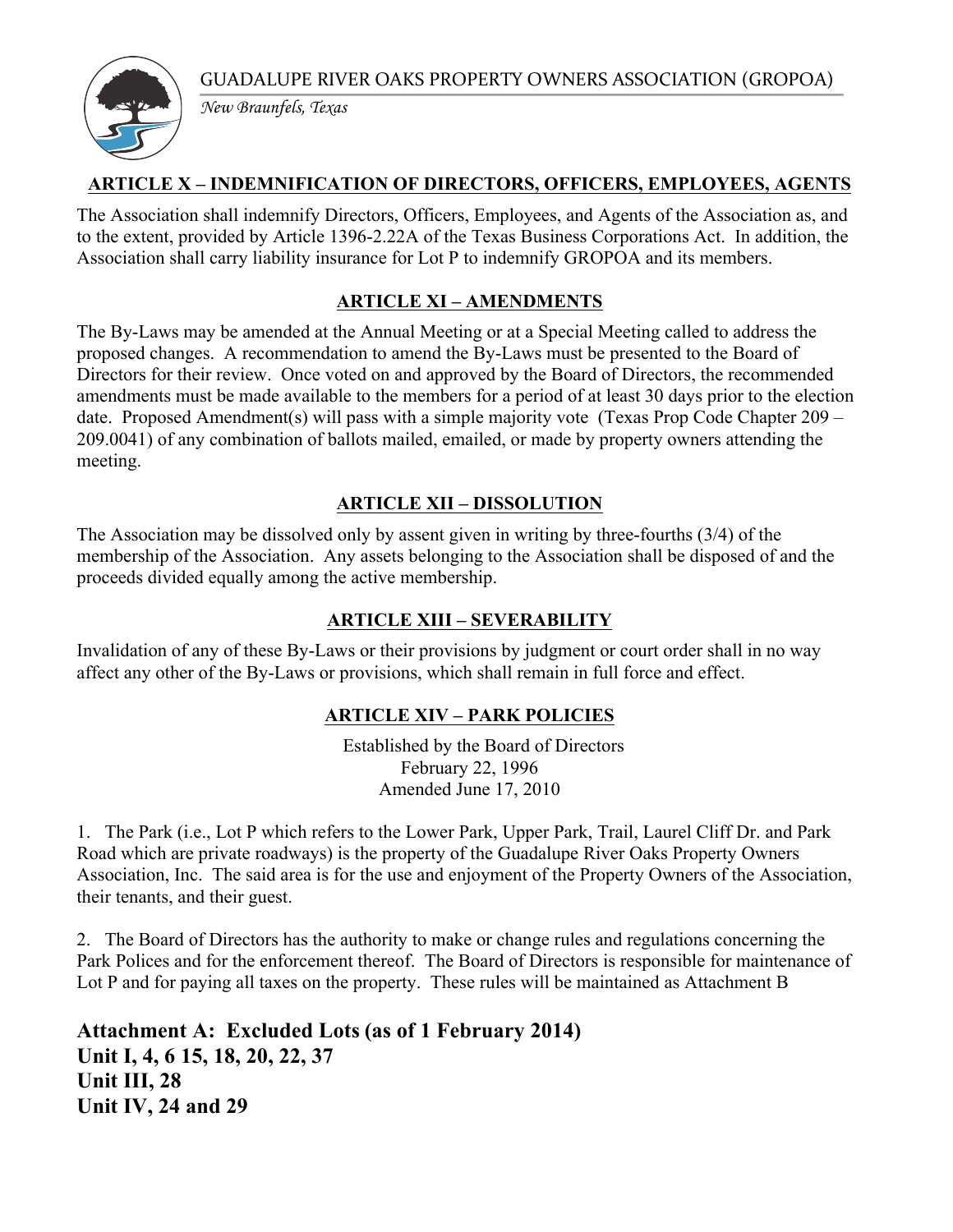## ARTICLE X – INDEMNIFICATION OF DIRECTORS, OFFICERS, EMPLOYEES, AGENTS

The Association shall indemnify Directors, Officers, Employees, and Agents of the Association as, and to the extent, provided by Article 1396-2.22A of the Texas Business Corporations Act. In addition, the Association shall carry liability insurance for Lot P to indemnify GROPOA and its members.

## ARTICLE XI – AMENDMENTS

The By-Laws may be amended at the Annual Meeting or at a Special Meeting called to address the proposed changes. A recommendation to amend the By-Laws must be presented to the Board of Directors for their review. Once voted on and approved by the Board of Directors, the recommended amendments must be made available to the members for a period of at least 30 days prior to the election date. Proposed Amendment(s) will pass with a simple majority vote (Texas Prop Code Chapter 209 – 209.0041) of any combination of ballots mailed, emailed, or made by property owners attending the meeting.

## ARTICLE XII – DISSOLUTION

The Association may be dissolved only by assent given in writing by three-fourths (3/4) of the membership of the Association. Any assets belonging to the Association shall be disposed of and the proceeds divided equally among the active membership.

## ARTICLE XIII – SEVERABILITY

Invalidation of any of these By-Laws or their provisions by judgment or court order shall in no way affect any other of the By-Laws or provisions, which shall remain in full force and effect.

## ARTICLE XIV – PARK POLICIES

Established by the Board of Directors
February 22, 1996
Amended June 17, 2010

1. The Park (i.e., Lot P which refers to the Lower Park, Upper Park, Trail, Laurel Cliff Dr. and Park Road which are private roadways) is the property of the Guadalupe River Oaks Property Owners Association, Inc. The said area is for the use and enjoyment of the Property Owners of the Association, their tenants, and their guest.

2. The Board of Directors has the authority to make or change rules and regulations concerning the Park Polices and for the enforcement thereof. The Board of Directors is responsible for maintenance of Lot P and for paying all taxes on the property. These rules will be maintained as Attachment B

**Attachment A: Excluded Lots (as of 1 February 2014)**
**Unit I, 4, 6 15, 18, 20, 22, 37**
**Unit III, 28**
**Unit IV, 24 and 29**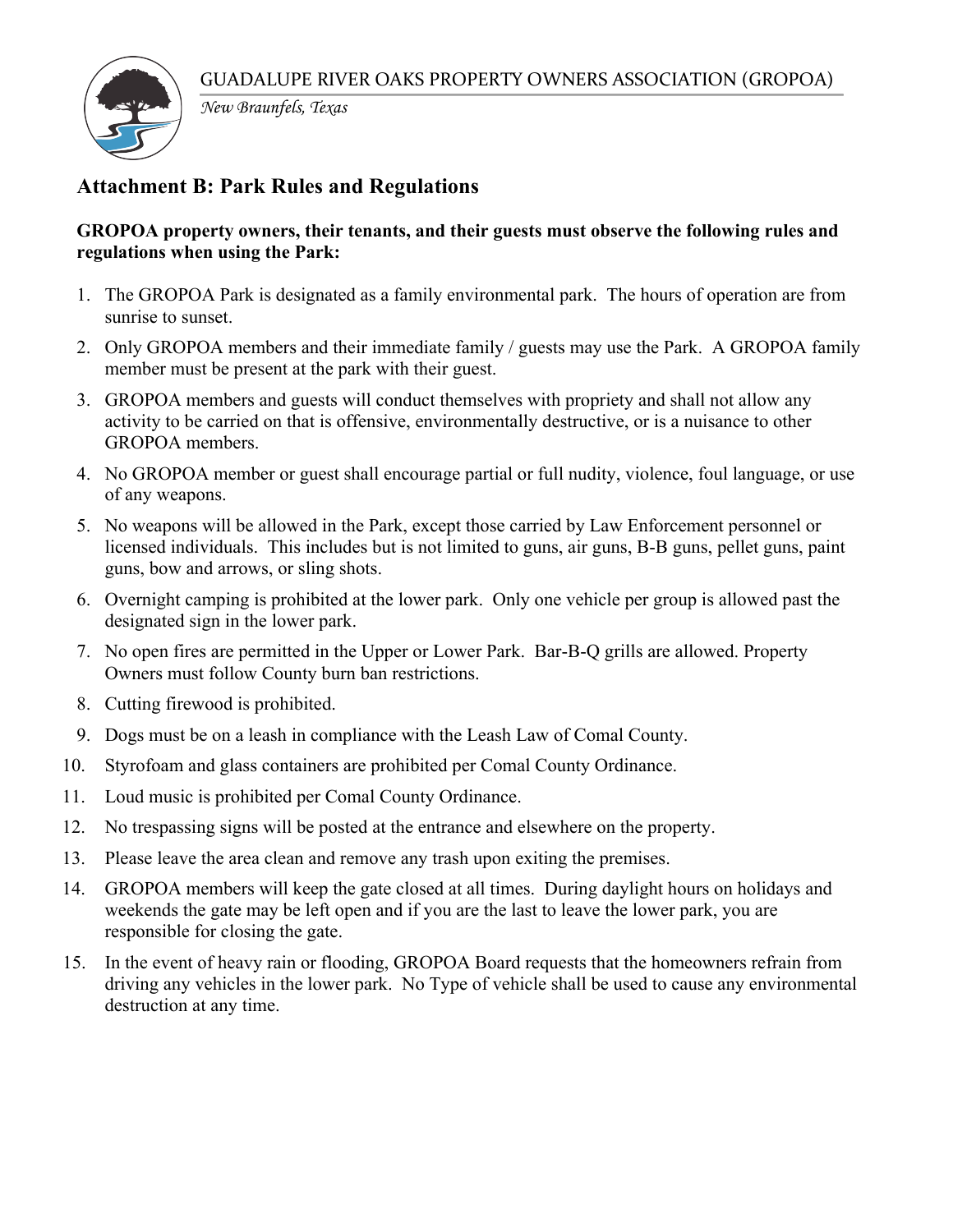GUADALUPE RIVER OAKS PROPERTY OWNERS ASSOCIATION (GROPOA)

*New Braunfels, Texas*

## Attachment B: Park Rules and Regulations

**GROPOA property owners, their tenants, and their guests must observe the following rules and regulations when using the Park:**

1. The GROPOA Park is designated as a family environmental park. The hours of operation are from sunrise to sunset.
2. Only GROPOA members and their immediate family / guests may use the Park. A GROPOA family member must be present at the park with their guest.
3. GROPOA members and guests will conduct themselves with propriety and shall not allow any activity to be carried on that is offensive, environmentally destructive, or is a nuisance to other GROPOA members.
4. No GROPOA member or guest shall encourage partial or full nudity, violence, foul language, or use of any weapons.
5. No weapons will be allowed in the Park, except those carried by Law Enforcement personnel or licensed individuals. This includes but is not limited to guns, air guns, B-B guns, pellet guns, paint guns, bow and arrows, or sling shots.
6. Overnight camping is prohibited at the lower park. Only one vehicle per group is allowed past the designated sign in the lower park.
7. No open fires are permitted in the Upper or Lower Park. Bar-B-Q grills are allowed. Property Owners must follow County burn ban restrictions.
8. Cutting firewood is prohibited.
9. Dogs must be on a leash in compliance with the Leash Law of Comal County.
10. Styrofoam and glass containers are prohibited per Comal County Ordinance.
11. Loud music is prohibited per Comal County Ordinance.
12. No trespassing signs will be posted at the entrance and elsewhere on the property.
13. Please leave the area clean and remove any trash upon exiting the premises.
14. GROPOA members will keep the gate closed at all times. During daylight hours on holidays and weekends the gate may be left open and if you are the last to leave the lower park, you are responsible for closing the gate.
15. In the event of heavy rain or flooding, GROPOA Board requests that the homeowners refrain from driving any vehicles in the lower park. No Type of vehicle shall be used to cause any environmental destruction at any time.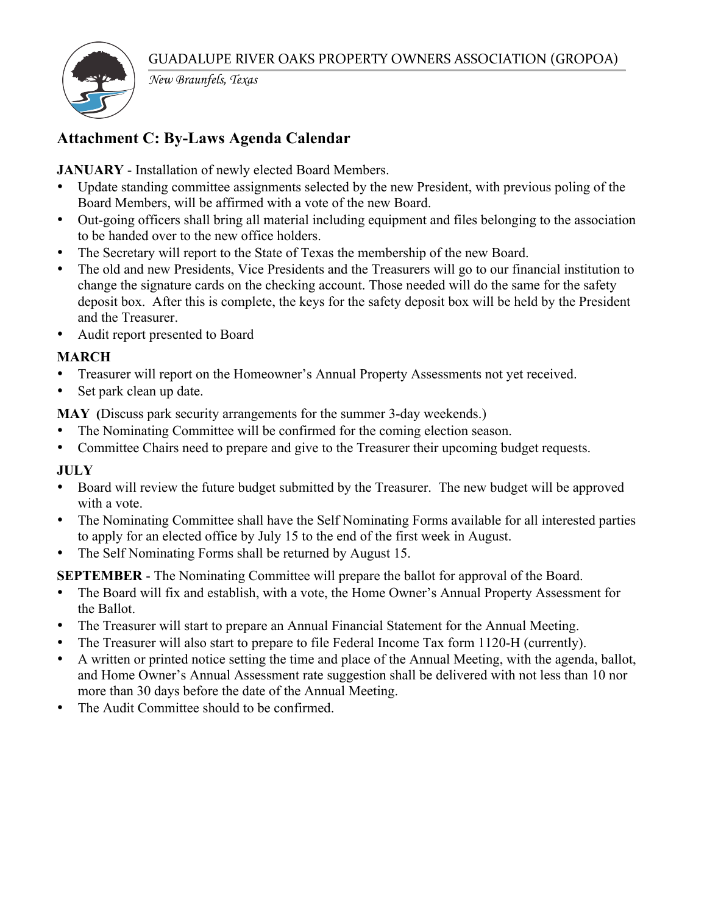GUADALUPE RIVER OAKS PROPERTY OWNERS ASSOCIATION (GROPOA)

*New Braunfels, Texas*

## Attachment C: By-Laws Agenda Calendar

**JANUARY** - Installation of newly elected Board Members.

- Update standing committee assignments selected by the new President, with previous poling of the Board Members, will be affirmed with a vote of the new Board.
- Out-going officers shall bring all material including equipment and files belonging to the association to be handed over to the new office holders.
- The Secretary will report to the State of Texas the membership of the new Board.
- The old and new Presidents, Vice Presidents and the Treasurers will go to our financial institution to change the signature cards on the checking account. Those needed will do the same for the safety deposit box. After this is complete, the keys for the safety deposit box will be held by the President and the Treasurer.
- Audit report presented to Board

**MARCH**

- Treasurer will report on the Homeowner's Annual Property Assessments not yet received.
- Set park clean up date.

**MAY (**Discuss park security arrangements for the summer 3-day weekends.)

- The Nominating Committee will be confirmed for the coming election season.
- Committee Chairs need to prepare and give to the Treasurer their upcoming budget requests.

**JULY**

- Board will review the future budget submitted by the Treasurer. The new budget will be approved with a vote.
- The Nominating Committee shall have the Self Nominating Forms available for all interested parties to apply for an elected office by July 15 to the end of the first week in August.
- The Self Nominating Forms shall be returned by August 15.

**SEPTEMBER** - The Nominating Committee will prepare the ballot for approval of the Board.

- The Board will fix and establish, with a vote, the Home Owner's Annual Property Assessment for the Ballot.
- The Treasurer will start to prepare an Annual Financial Statement for the Annual Meeting.
- The Treasurer will also start to prepare to file Federal Income Tax form 1120-H (currently).
- A written or printed notice setting the time and place of the Annual Meeting, with the agenda, ballot, and Home Owner's Annual Assessment rate suggestion shall be delivered with not less than 10 nor more than 30 days before the date of the Annual Meeting.
- The Audit Committee should to be confirmed.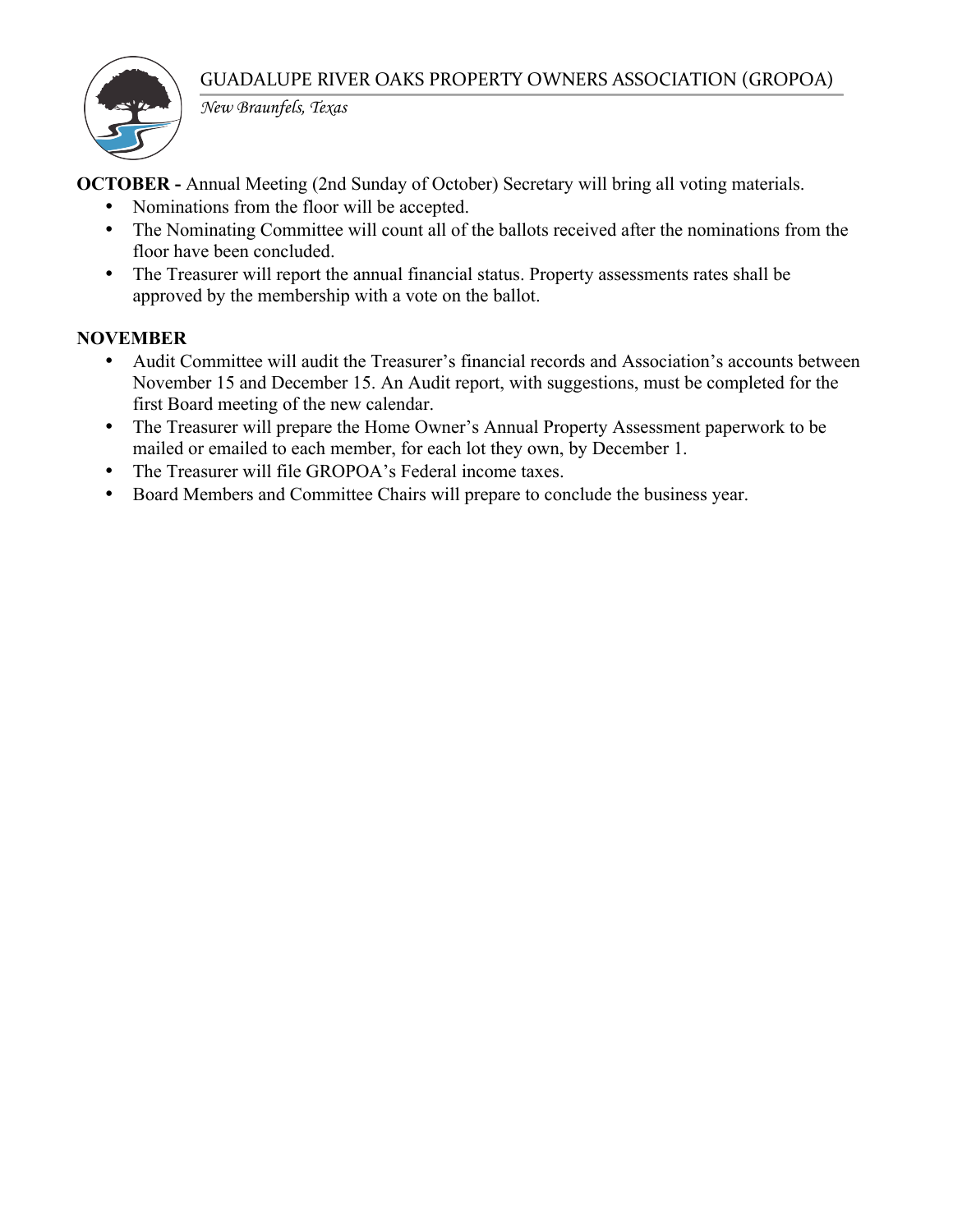**OCTOBER -** Annual Meeting (2nd Sunday of October) Secretary will bring all voting materials.

- Nominations from the floor will be accepted.
- The Nominating Committee will count all of the ballots received after the nominations from the floor have been concluded.
- The Treasurer will report the annual financial status. Property assessments rates shall be approved by the membership with a vote on the ballot.

**NOVEMBER**

- Audit Committee will audit the Treasurer's financial records and Association's accounts between November 15 and December 15. An Audit report, with suggestions, must be completed for the first Board meeting of the new calendar.
- The Treasurer will prepare the Home Owner's Annual Property Assessment paperwork to be mailed or emailed to each member, for each lot they own, by December 1.
- The Treasurer will file GROPOA's Federal income taxes.
- Board Members and Committee Chairs will prepare to conclude the business year.